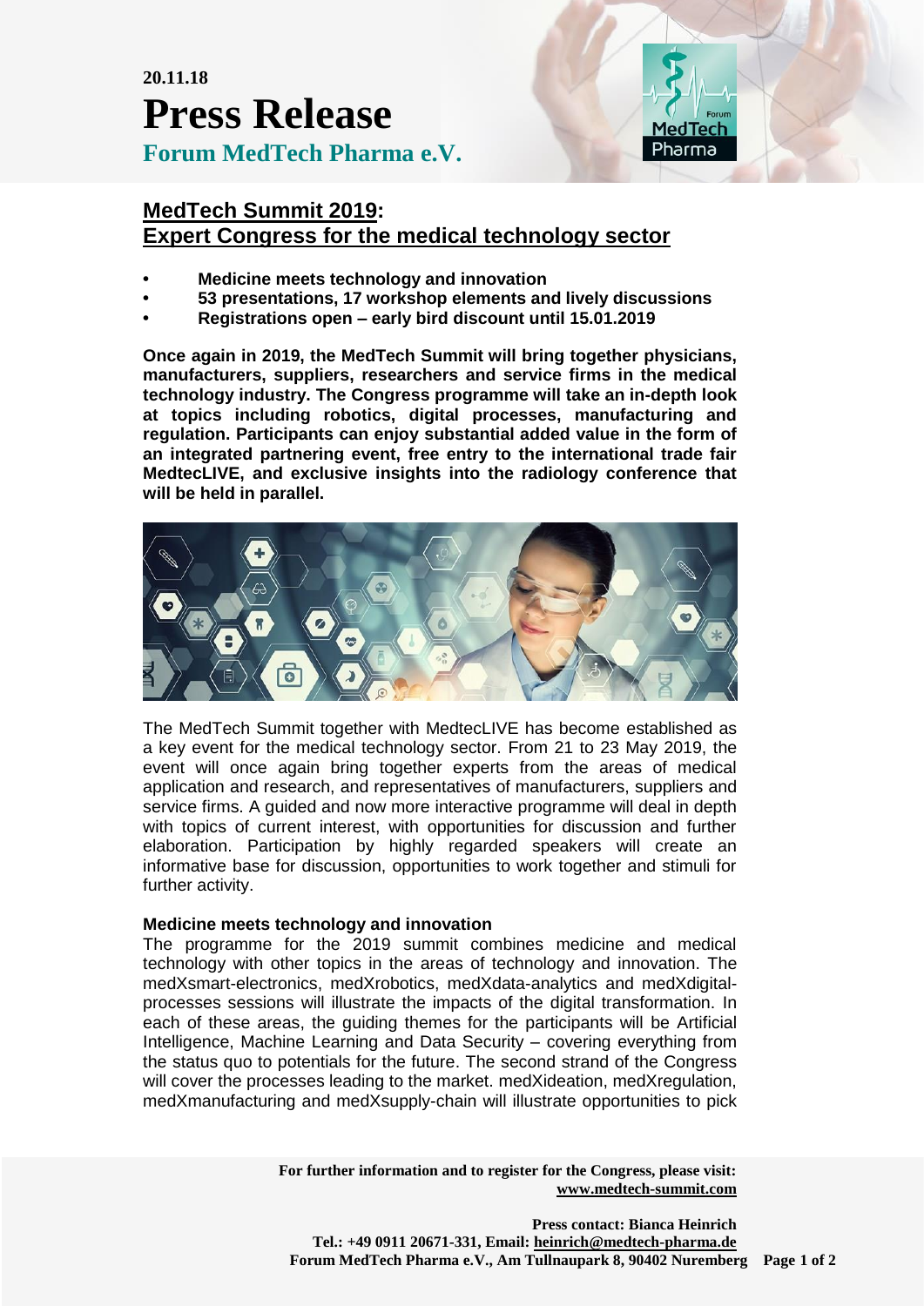20.11.18

# Press Release

## Forum MedTech Pharma e.V.

## MedTech Summit 2019: Expert Congress for the medical technology sector

- **Medicine meets technology and innovation**
- **53 presentations, 17 workshop elements and lively discussions**
- **Registrations open – early bird discount until 15.01.2019**

**Once again in 2019, the MedTech Summit will bring together physicians, manufacturers, suppliers, researchers and service firms in the medical technology industry. The Congress programme will take an in-depth look at topics including robotics, digital processes, manufacturing and regulation. Participants can enjoy substantial added value in the form of an integrated partnering event, free entry to the international trade fair MedtecLIVE, and exclusive insights into the radiology conference that will be held in parallel.**

The MedTech Summit together with MedtecLIVE has become established as a key event for the medical technology sector. From 21 to 23 May 2019, the event will once again bring together experts from the areas of medical application and research, and representatives of manufacturers, suppliers and service firms. A guided and now more interactive programme will deal in depth with topics of current interest, with opportunities for discussion and further elaboration. Participation by highly regarded speakers will create an informative base for discussion, opportunities to work together and stimuli for further activity.

**Medicine meets technology and innovation**

The programme for the 2019 summit combines medicine and medical technology with other topics in the areas of technology and innovation. The medXsmart-electronics, medXrobotics, medXdata-analytics and medXdigital-processes sessions will illustrate the impacts of the digital transformation. In each of these areas, the guiding themes for the participants will be Artificial Intelligence, Machine Learning and Data Security – covering everything from the status quo to potentials for the future. The second strand of the Congress will cover the processes leading to the market. medXideation, medXregulation, medXmanufacturing and medXsupply-chain will illustrate opportunities to pick

**For further information and to register for the Congress, please visit: www.medtech-summit.com**

**Press contact: Bianca Heinrich**
**Tel.: +49 0911 20671-331, Email: heinrich@medtech-pharma.de**
**Forum MedTech Pharma e.V., Am Tullnaupark 8, 90402 Nuremberg**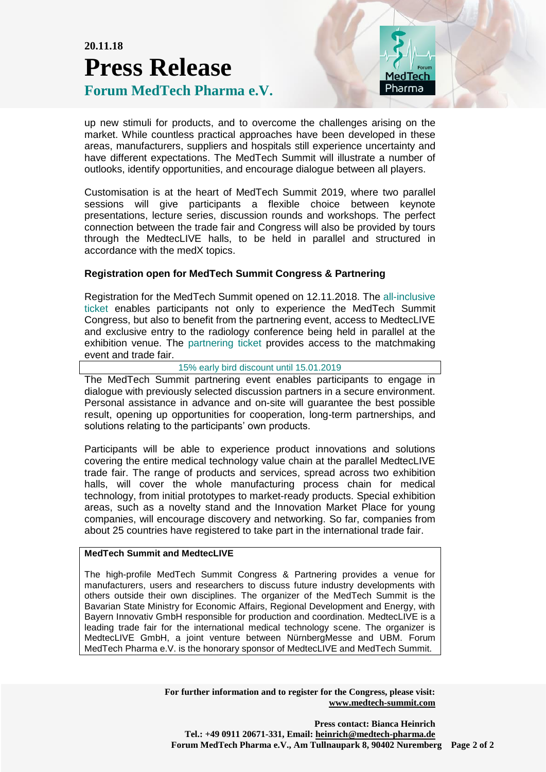up new stimuli for products, and to overcome the challenges arising on the market. While countless practical approaches have been developed in these areas, manufacturers, suppliers and hospitals still experience uncertainty and have different expectations. The MedTech Summit will illustrate a number of outlooks, identify opportunities, and encourage dialogue between all players.

Customisation is at the heart of MedTech Summit 2019, where two parallel sessions will give participants a flexible choice between keynote presentations, lecture series, discussion rounds and workshops. The perfect connection between the trade fair and Congress will also be provided by tours through the MedtecLIVE halls, to be held in parallel and structured in accordance with the medX topics.

**Registration open for MedTech Summit Congress & Partnering**

Registration for the MedTech Summit opened on 12.11.2018. The all-inclusive ticket enables participants not only to experience the MedTech Summit Congress, but also to benefit from the partnering event, access to MedtecLIVE and exclusive entry to the radiology conference being held in parallel at the exhibition venue. The partnering ticket provides access to the matchmaking event and trade fair.

15% early bird discount until 15.01.2019

The MedTech Summit partnering event enables participants to engage in dialogue with previously selected discussion partners in a secure environment. Personal assistance in advance and on-site will guarantee the best possible result, opening up opportunities for cooperation, long-term partnerships, and solutions relating to the participants' own products.

Participants will be able to experience product innovations and solutions covering the entire medical technology value chain at the parallel MedtecLIVE trade fair. The range of products and services, spread across two exhibition halls, will cover the whole manufacturing process chain for medical technology, from initial prototypes to market-ready products. Special exhibition areas, such as a novelty stand and the Innovation Market Place for young companies, will encourage discovery and networking. So far, companies from about 25 countries have registered to take part in the international trade fair.

**MedTech Summit and MedtecLIVE**

The high-profile MedTech Summit Congress & Partnering provides a venue for manufacturers, users and researchers to discuss future industry developments with others outside their own disciplines. The organizer of the MedTech Summit is the Bavarian State Ministry for Economic Affairs, Regional Development and Energy, with Bayern Innovativ GmbH responsible for production and coordination. MedtecLIVE is a leading trade fair for the international medical technology scene. The organizer is MedtecLIVE GmbH, a joint venture between NürnbergMesse and UBM. Forum MedTech Pharma e.V. is the honorary sponsor of MedtecLIVE and MedTech Summit.

**For further information and to register for the Congress, please visit: www.medtech-summit.com**

**Press contact: Bianca Heinrich**
**Tel.: +49 0911 20671-331, Email: heinrich@medtech-pharma.de**
**Forum MedTech Pharma e.V., Am Tullnaupark 8, 90402 Nuremberg**